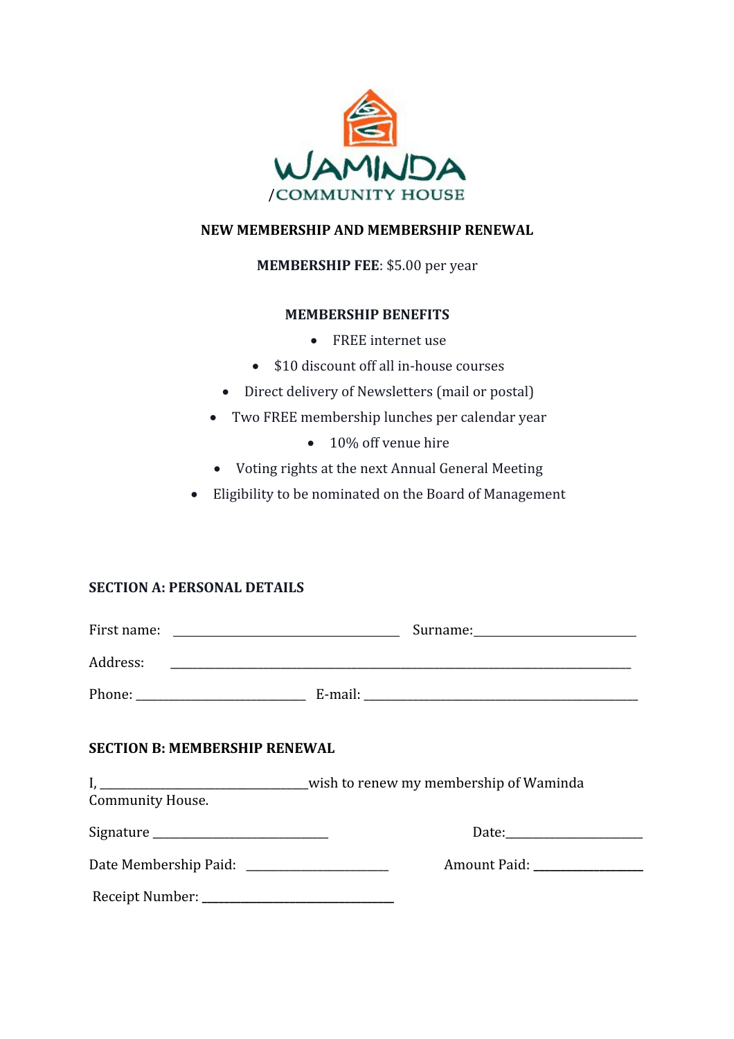WAMINDA
/COMMUNITY HOUSE

**NEW MEMBERSHIP AND MEMBERSHIP RENEWAL**

**MEMBERSHIP FEE**: $5.00 per year

**MEMBERSHIP BENEFITS**

- FREE internet use
- $10 discount off all in-house courses
- Direct delivery of Newsletters (mail or postal)
- Two FREE membership lunches per calendar year
- 10% off venue hire
- Voting rights at the next Annual General Meeting
- Eligibility to be nominated on the Board of Management

**SECTION A: PERSONAL DETAILS**

First name: ______________________________ Surname: ______________________

Address: ____________________________________________________________

Phone: _________________________ E-mail: ________________________________________

**SECTION B: MEMBERSHIP RENEWAL**

I, ______________________________wish to renew my membership of Waminda Community House.

Signature _________________________ Date:____________________

Date Membership Paid: ____________________ Amount Paid: _______________

Receipt Number: ___________________________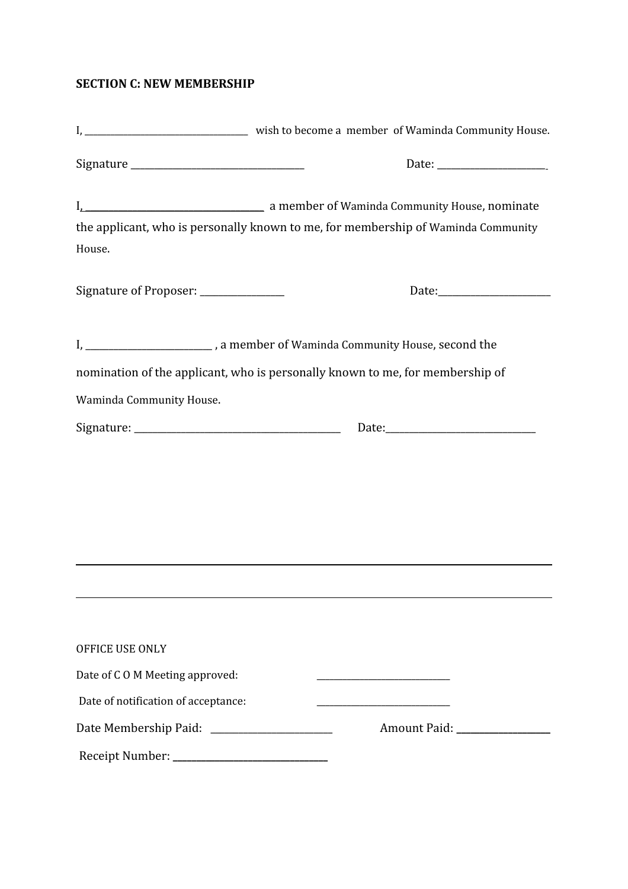**SECTION C: NEW MEMBERSHIP**

I, ______________________________ wish to become a member of Waminda Community House.

Signature ______________________________ Date: ____________________

I, ______________________________ a member of Waminda Community House, nominate the applicant, who is personally known to me, for membership of Waminda Community House.

Signature of Proposer: ______________ Date: ____________________

I, ______________________ , a member of Waminda Community House, second the nomination of the applicant, who is personally known to me, for membership of Waminda Community House.

Signature: ____________________________________ Date: __________________________

---

---

OFFICE USE ONLY

Date of C O M Meeting approved: ________________________

Date of notification of acceptance: ________________________

Date Membership Paid: ______________________ Amount Paid: ________________

Receipt Number: ____________________________